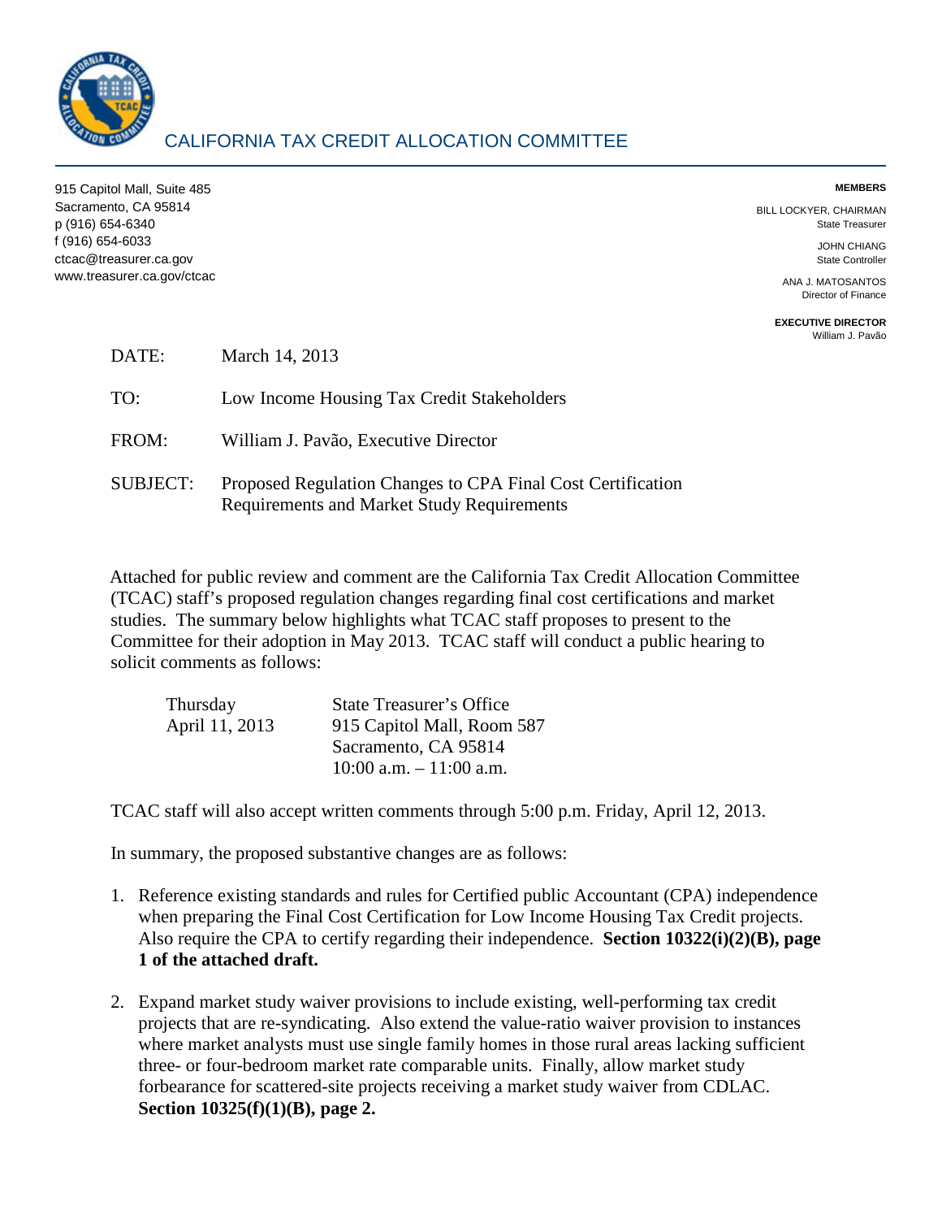# CALIFORNIA TAX CREDIT ALLOCATION COMMITTEE

915 Capitol Mall, Suite 485
Sacramento, CA 95814
p (916) 654-6340
f (916) 654-6033
ctcac@treasurer.ca.gov
www.treasurer.ca.gov/ctcac

**MEMBERS**

BILL LOCKYER, CHAIRMAN
State Treasurer

JOHN CHIANG
State Controller

ANA J. MATOSANTOS
Director of Finance

**EXECUTIVE DIRECTOR**
William J. Pavão

DATE: March 14, 2013

TO: Low Income Housing Tax Credit Stakeholders

FROM: William J. Pavão, Executive Director

SUBJECT: Proposed Regulation Changes to CPA Final Cost Certification Requirements and Market Study Requirements

Attached for public review and comment are the California Tax Credit Allocation Committee (TCAC) staff's proposed regulation changes regarding final cost certifications and market studies. The summary below highlights what TCAC staff proposes to present to the Committee for their adoption in May 2013. TCAC staff will conduct a public hearing to solicit comments as follows:

Thursday
April 11, 2013

State Treasurer's Office
915 Capitol Mall, Room 587
Sacramento, CA 95814
10:00 a.m. – 11:00 a.m.

TCAC staff will also accept written comments through 5:00 p.m. Friday, April 12, 2013.

In summary, the proposed substantive changes are as follows:

1. Reference existing standards and rules for Certified public Accountant (CPA) independence when preparing the Final Cost Certification for Low Income Housing Tax Credit projects. Also require the CPA to certify regarding their independence. **Section 10322(i)(2)(B), page 1 of the attached draft.**

2. Expand market study waiver provisions to include existing, well-performing tax credit projects that are re-syndicating. Also extend the value-ratio waiver provision to instances where market analysts must use single family homes in those rural areas lacking sufficient three- or four-bedroom market rate comparable units. Finally, allow market study forbearance for scattered-site projects receiving a market study waiver from CDLAC. **Section 10325(f)(1)(B), page 2.**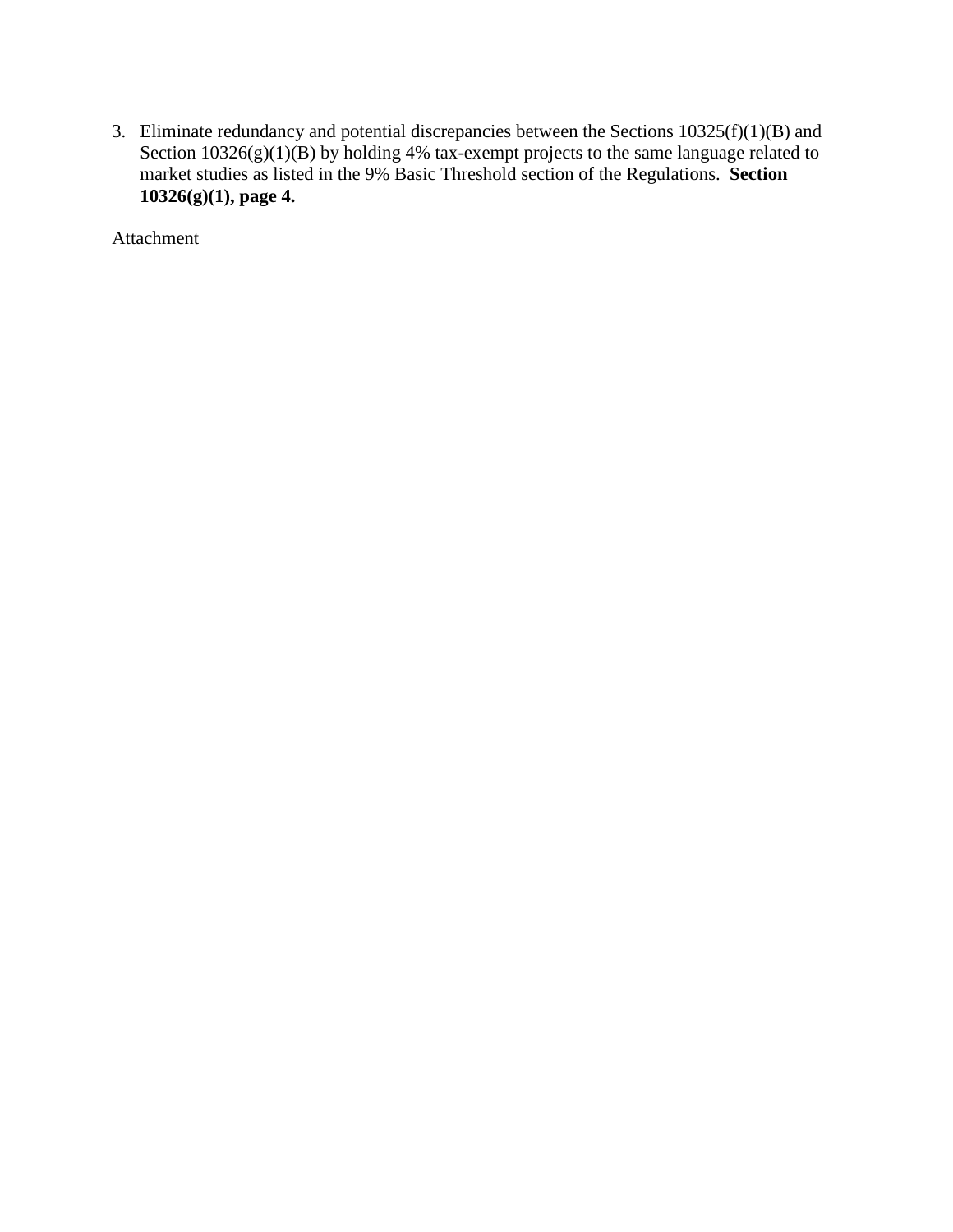3. Eliminate redundancy and potential discrepancies between the Sections 10325(f)(1)(B) and Section 10326(g)(1)(B) by holding 4% tax-exempt projects to the same language related to market studies as listed in the 9% Basic Threshold section of the Regulations. **Section 10326(g)(1), page 4.**

Attachment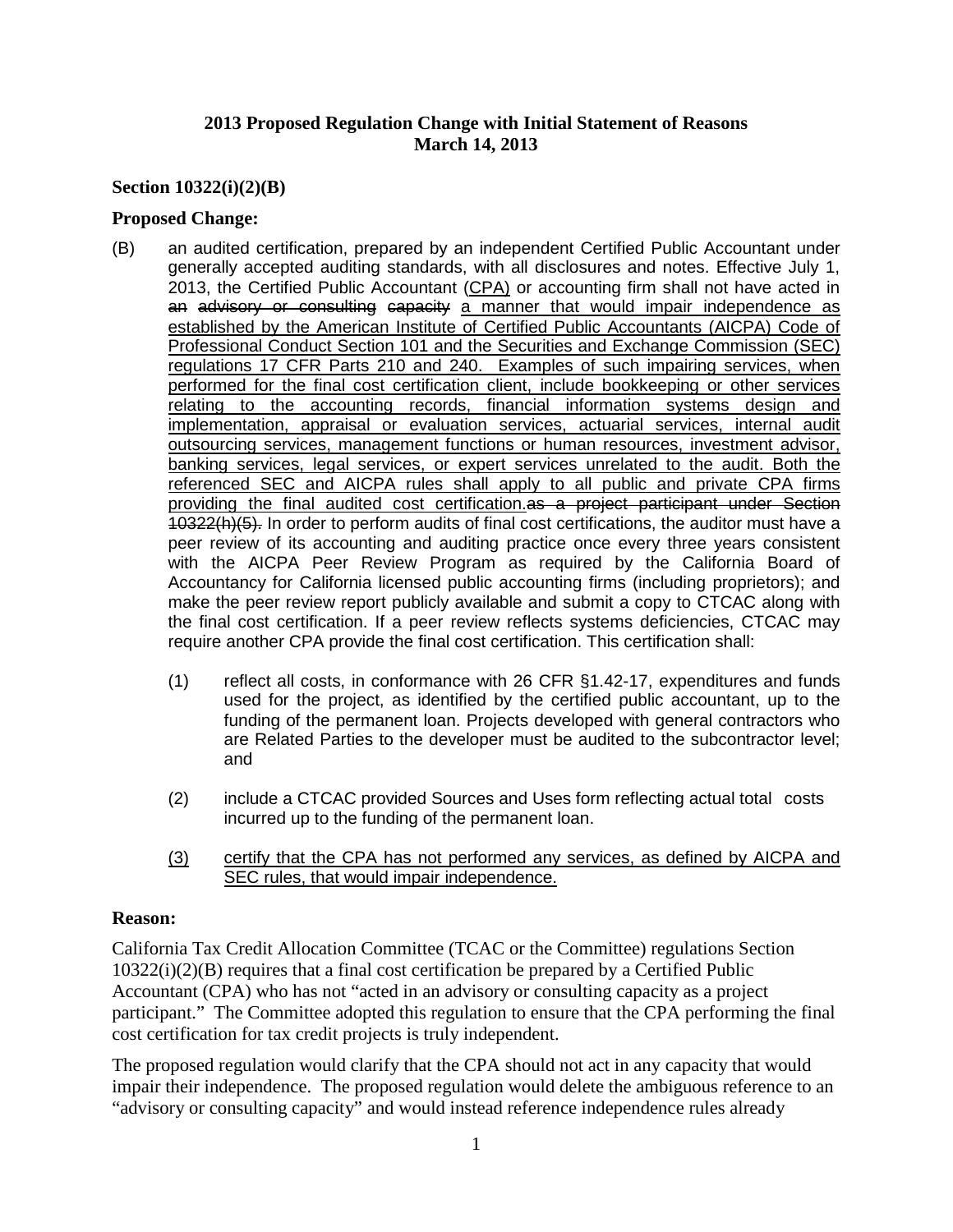**2013 Proposed Regulation Change with Initial Statement of Reasons**
**March 14, 2013**

**Section 10322(i)(2)(B)**

**Proposed Change:**

(B) an audited certification, prepared by an independent Certified Public Accountant under generally accepted auditing standards, with all disclosures and notes. Effective July 1, 2013, the Certified Public Accountant <u>(CPA)</u> or accounting firm shall not have acted in ~~an advisory or consulting capacity~~ <u>a manner that would impair independence as established by the American Institute of Certified Public Accountants (AICPA) Code of Professional Conduct Section 101 and the Securities and Exchange Commission (SEC) regulations 17 CFR Parts 210 and 240. Examples of such impairing services, when performed for the final cost certification client, include bookkeeping or other services relating to the accounting records, financial information systems design and implementation, appraisal or evaluation services, actuarial services, internal audit outsourcing services, management functions or human resources, investment advisor, banking services, legal services, or expert services unrelated to the audit. Both the referenced SEC and AICPA rules shall apply to all public and private CPA firms providing the final audited cost certification.</u>~~as a project participant under Section 10322(h)(5).~~ In order to perform audits of final cost certifications, the auditor must have a peer review of its accounting and auditing practice once every three years consistent with the AICPA Peer Review Program as required by the California Board of Accountancy for California licensed public accounting firms (including proprietors); and make the peer review report publicly available and submit a copy to CTCAC along with the final cost certification. If a peer review reflects systems deficiencies, CTCAC may require another CPA provide the final cost certification. This certification shall:

(1) reflect all costs, in conformance with 26 CFR §1.42-17, expenditures and funds used for the project, as identified by the certified public accountant, up to the funding of the permanent loan. Projects developed with general contractors who are Related Parties to the developer must be audited to the subcontractor level; and

(2) include a CTCAC provided Sources and Uses form reflecting actual total costs incurred up to the funding of the permanent loan.

<u>(3) certify that the CPA has not performed any services, as defined by AICPA and SEC rules, that would impair independence.</u>

**Reason:**

California Tax Credit Allocation Committee (TCAC or the Committee) regulations Section 10322(i)(2)(B) requires that a final cost certification be prepared by a Certified Public Accountant (CPA) who has not "acted in an advisory or consulting capacity as a project participant." The Committee adopted this regulation to ensure that the CPA performing the final cost certification for tax credit projects is truly independent.

The proposed regulation would clarify that the CPA should not act in any capacity that would impair their independence. The proposed regulation would delete the ambiguous reference to an "advisory or consulting capacity" and would instead reference independence rules already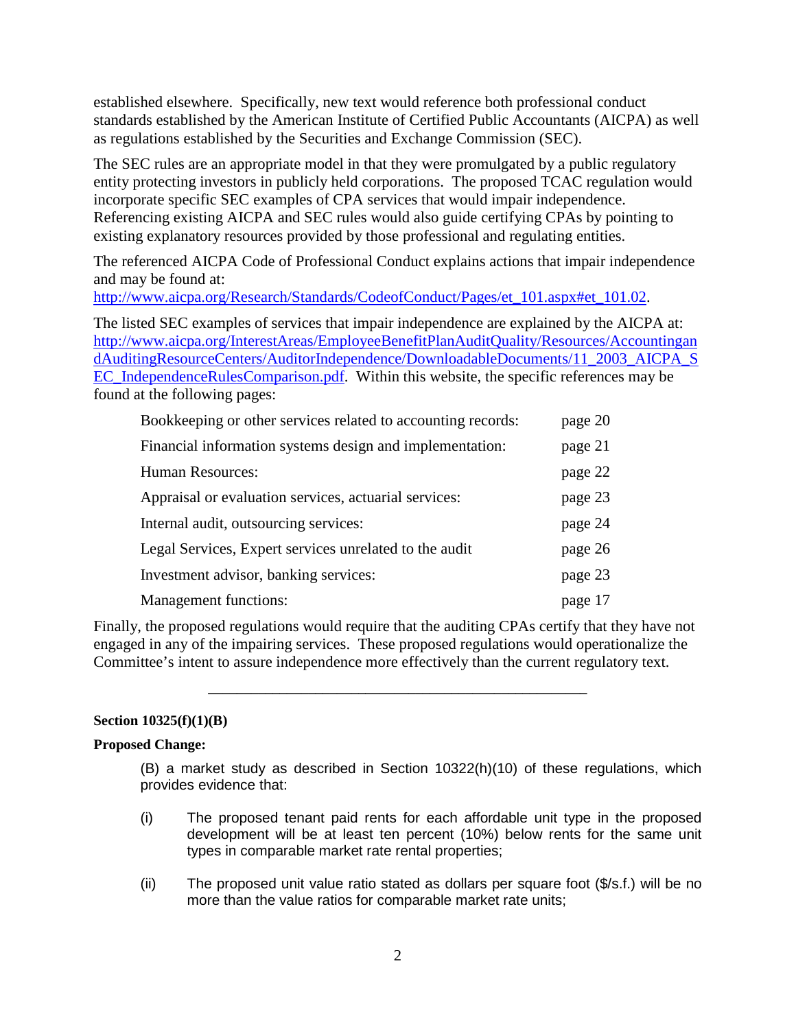established elsewhere. Specifically, new text would reference both professional conduct standards established by the American Institute of Certified Public Accountants (AICPA) as well as regulations established by the Securities and Exchange Commission (SEC).

The SEC rules are an appropriate model in that they were promulgated by a public regulatory entity protecting investors in publicly held corporations. The proposed TCAC regulation would incorporate specific SEC examples of CPA services that would impair independence. Referencing existing AICPA and SEC rules would also guide certifying CPAs by pointing to existing explanatory resources provided by those professional and regulating entities.

The referenced AICPA Code of Professional Conduct explains actions that impair independence and may be found at: http://www.aicpa.org/Research/Standards/CodeofConduct/Pages/et_101.aspx#et_101.02.

The listed SEC examples of services that impair independence are explained by the AICPA at: http://www.aicpa.org/InterestAreas/EmployeeBenefitPlanAuditQuality/Resources/AccountingandAuditingResourceCenters/AuditorIndependence/DownloadableDocuments/11_2003_AICPA_SEC_IndependenceRulesComparison.pdf. Within this website, the specific references may be found at the following pages:

| | |
|---|---|
| Bookkeeping or other services related to accounting records: | page 20 |
| Financial information systems design and implementation: | page 21 |
| Human Resources: | page 22 |
| Appraisal or evaluation services, actuarial services: | page 23 |
| Internal audit, outsourcing services: | page 24 |
| Legal Services, Expert services unrelated to the audit | page 26 |
| Investment advisor, banking services: | page 23 |
| Management functions: | page 17 |

Finally, the proposed regulations would require that the auditing CPAs certify that they have not engaged in any of the impairing services. These proposed regulations would operationalize the Committee's intent to assure independence more effectively than the current regulatory text.

---

**Section 10325(f)(1)(B)**

**Proposed Change:**

(B) a market study as described in Section 10322(h)(10) of these regulations, which provides evidence that:

(i) The proposed tenant paid rents for each affordable unit type in the proposed development will be at least ten percent (10%) below rents for the same unit types in comparable market rate rental properties;

(ii) The proposed unit value ratio stated as dollars per square foot ($/s.f.) will be no more than the value ratios for comparable market rate units;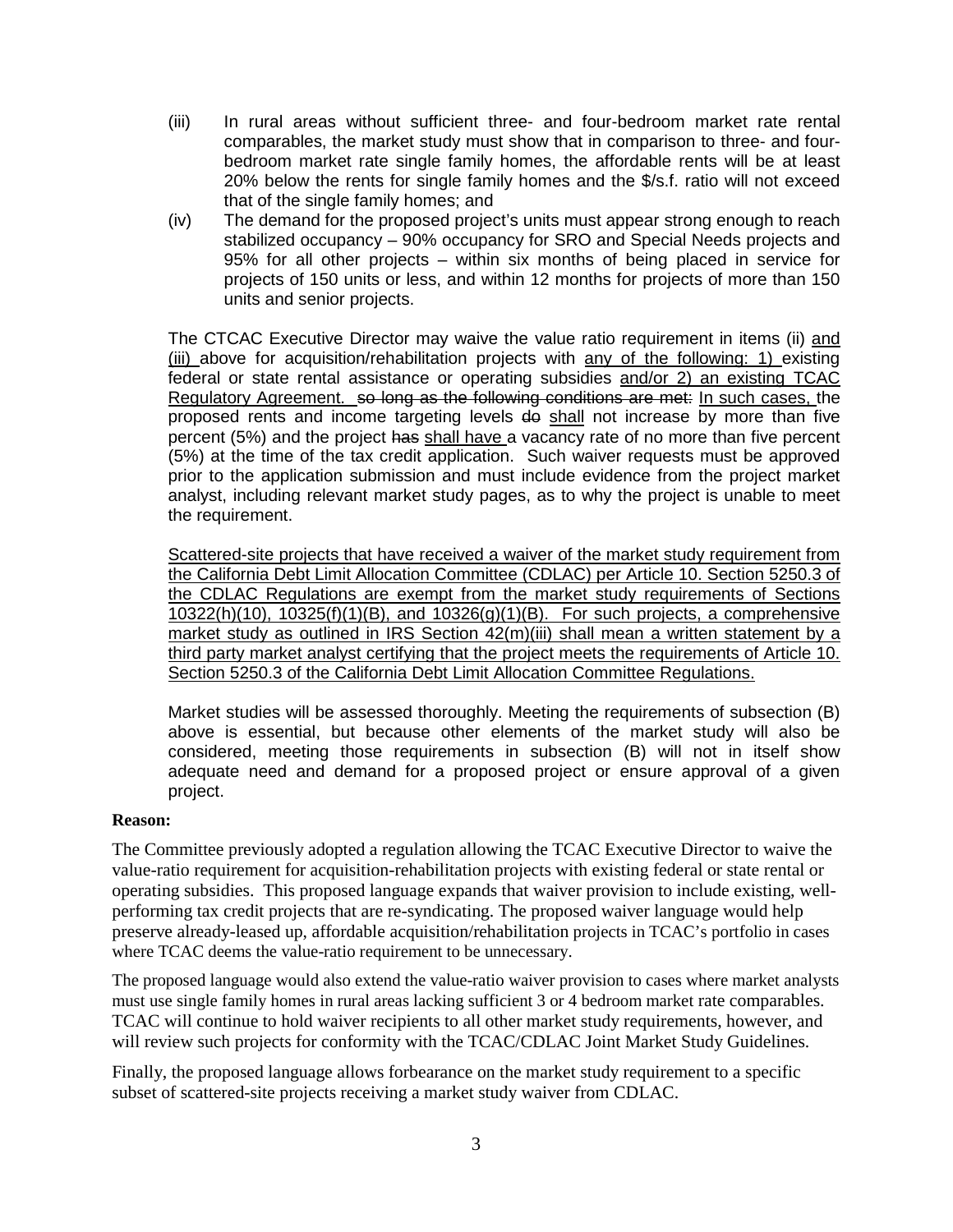(iii) In rural areas without sufficient three- and four-bedroom market rate rental comparables, the market study must show that in comparison to three- and four-bedroom market rate single family homes, the affordable rents will be at least 20% below the rents for single family homes and the $/s.f. ratio will not exceed that of the single family homes; and

(iv) The demand for the proposed project's units must appear strong enough to reach stabilized occupancy – 90% occupancy for SRO and Special Needs projects and 95% for all other projects – within six months of being placed in service for projects of 150 units or less, and within 12 months for projects of more than 150 units and senior projects.

The CTCAC Executive Director may waive the value ratio requirement in items (ii) <u>and (iii)</u> above for acquisition/rehabilitation projects with <u>any of the following: 1)</u> existing federal or state rental assistance or operating subsidies <u>and/or 2) an existing TCAC Regulatory Agreement.</u> ~~so long as the following conditions are met:~~ <u>In such cases,</u> the proposed rents and income targeting levels ~~do~~ <u>shall</u> not increase by more than five percent (5%) and the project ~~has~~ <u>shall have</u> a vacancy rate of no more than five percent (5%) at the time of the tax credit application. Such waiver requests must be approved prior to the application submission and must include evidence from the project market analyst, including relevant market study pages, as to why the project is unable to meet the requirement.

<u>Scattered-site projects that have received a waiver of the market study requirement from the California Debt Limit Allocation Committee (CDLAC) per Article 10. Section 5250.3 of the CDLAC Regulations are exempt from the market study requirements of Sections 10322(h)(10), 10325(f)(1)(B), and 10326(g)(1)(B). For such projects, a comprehensive market study as outlined in IRS Section 42(m)(iii) shall mean a written statement by a third party market analyst certifying that the project meets the requirements of Article 10. Section 5250.3 of the California Debt Limit Allocation Committee Regulations.</u>

Market studies will be assessed thoroughly. Meeting the requirements of subsection (B) above is essential, but because other elements of the market study will also be considered, meeting those requirements in subsection (B) will not in itself show adequate need and demand for a proposed project or ensure approval of a given project.

**Reason:**

The Committee previously adopted a regulation allowing the TCAC Executive Director to waive the value-ratio requirement for acquisition-rehabilitation projects with existing federal or state rental or operating subsidies. This proposed language expands that waiver provision to include existing, well-performing tax credit projects that are re-syndicating. The proposed waiver language would help preserve already-leased up, affordable acquisition/rehabilitation projects in TCAC's portfolio in cases where TCAC deems the value-ratio requirement to be unnecessary.

The proposed language would also extend the value-ratio waiver provision to cases where market analysts must use single family homes in rural areas lacking sufficient 3 or 4 bedroom market rate comparables. TCAC will continue to hold waiver recipients to all other market study requirements, however, and will review such projects for conformity with the TCAC/CDLAC Joint Market Study Guidelines.

Finally, the proposed language allows forbearance on the market study requirement to a specific subset of scattered-site projects receiving a market study waiver from CDLAC.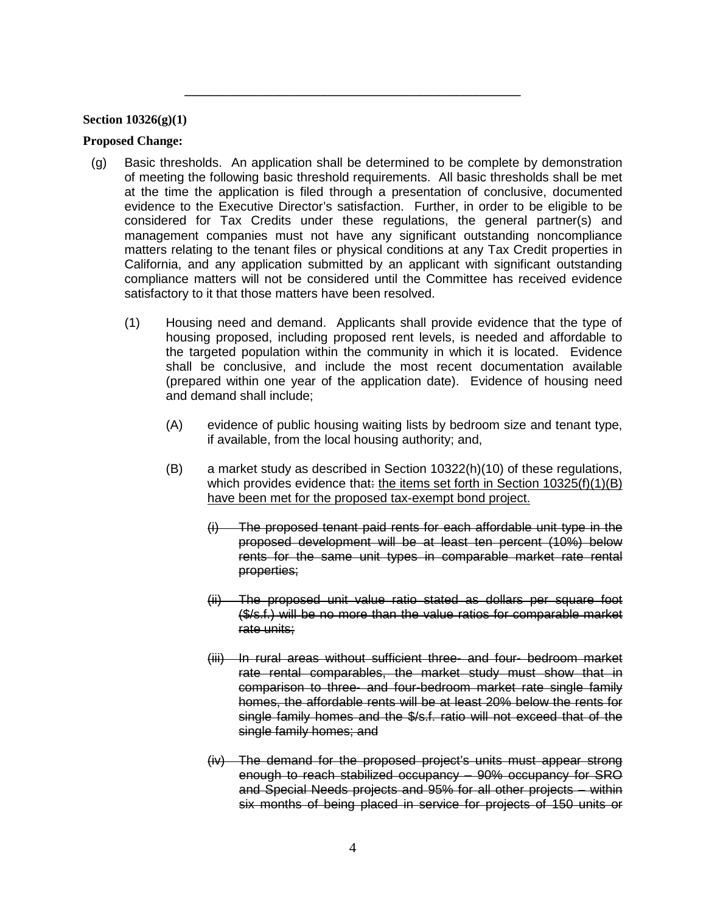---

**Section 10326(g)(1)**

**Proposed Change:**

(g) Basic thresholds. An application shall be determined to be complete by demonstration of meeting the following basic threshold requirements. All basic thresholds shall be met at the time the application is filed through a presentation of conclusive, documented evidence to the Executive Director's satisfaction. Further, in order to be eligible to be considered for Tax Credits under these regulations, the general partner(s) and management companies must not have any significant outstanding noncompliance matters relating to the tenant files or physical conditions at any Tax Credit properties in California, and any application submitted by an applicant with significant outstanding compliance matters will not be considered until the Committee has received evidence satisfactory to it that those matters have been resolved.

(1) Housing need and demand. Applicants shall provide evidence that the type of housing proposed, including proposed rent levels, is needed and affordable to the targeted population within the community in which it is located. Evidence shall be conclusive, and include the most recent documentation available (prepared within one year of the application date). Evidence of housing need and demand shall include;

(A) evidence of public housing waiting lists by bedroom size and tenant type, if available, from the local housing authority; and,

(B) a market study as described in Section 10322(h)(10) of these regulations, which provides evidence that~~:~~ <u>the items set forth in Section 10325(f)(1)(B) have been met for the proposed tax-exempt bond project.</u>

~~(i) The proposed tenant paid rents for each affordable unit type in the proposed development will be at least ten percent (10%) below rents for the same unit types in comparable market rate rental properties;~~

~~(ii) The proposed unit value ratio stated as dollars per square foot ($/s.f.) will be no more than the value ratios for comparable market rate units;~~

~~(iii) In rural areas without sufficient three- and four- bedroom market rate rental comparables, the market study must show that in comparison to three- and four-bedroom market rate single family homes, the affordable rents will be at least 20% below the rents for single family homes and the $/s.f. ratio will not exceed that of the single family homes; and~~

~~(iv) The demand for the proposed project's units must appear strong enough to reach stabilized occupancy – 90% occupancy for SRO and Special Needs projects and 95% for all other projects – within six months of being placed in service for projects of 150 units or~~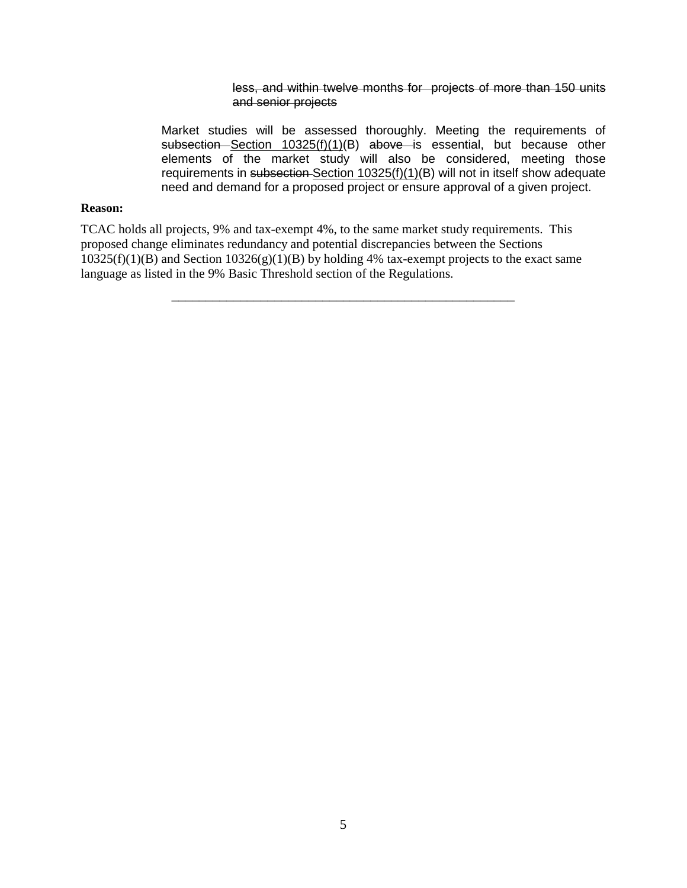~~less, and within twelve months for projects of more than 150 units and senior projects~~

Market studies will be assessed thoroughly. Meeting the requirements of ~~subsection~~ <u>Section 10325(f)(1)</u>(B) ~~above~~ is essential, but because other elements of the market study will also be considered, meeting those requirements in ~~subsection~~ <u>Section 10325(f)(1)</u>(B) will not in itself show adequate need and demand for a proposed project or ensure approval of a given project.

**Reason:**

TCAC holds all projects, 9% and tax-exempt 4%, to the same market study requirements. This proposed change eliminates redundancy and potential discrepancies between the Sections 10325(f)(1)(B) and Section 10326(g)(1)(B) by holding 4% tax-exempt projects to the exact same language as listed in the 9% Basic Threshold section of the Regulations.

---